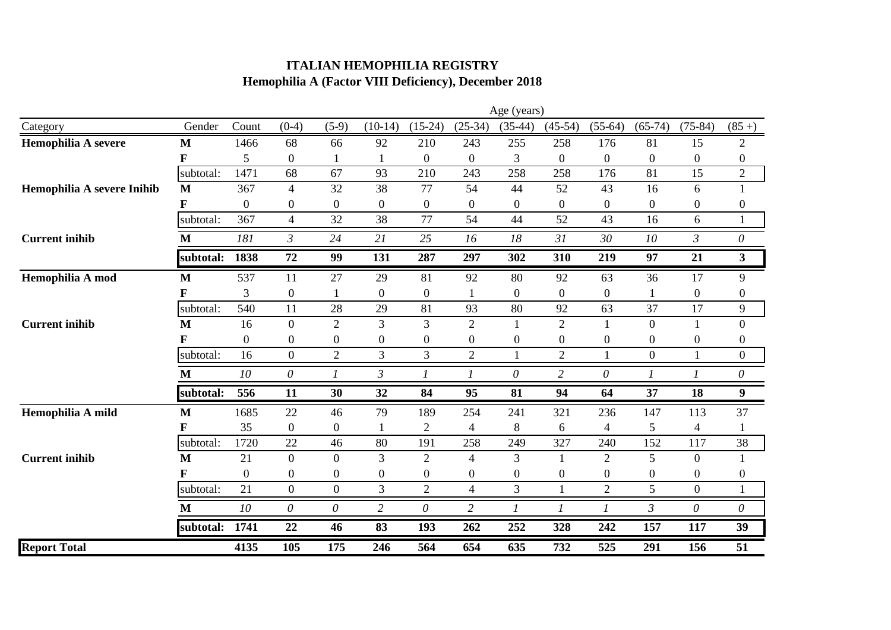# ITALIAN HEMOPHILIA REGISTRY
## Hemophilia A (Factor VIII Deficiency), December 2018

| | | | Age (years) | | | | | | | | | | |
|---|---|---|---|---|---|---|---|---|---|---|---|---|---|
| Category | Gender | Count | (0-4) | (5-9) | (10-14) | (15-24) | (25-34) | (35-44) | (45-54) | (55-64) | (65-74) | (75-84) | (85 +) |
| **Hemophilia A severe** | **M** | 1466 | 68 | 66 | 92 | 210 | 243 | 255 | 258 | 176 | 81 | 15 | 2 |
| | **F** | 5 | 0 | 1 | 1 | 0 | 0 | 3 | 0 | 0 | 0 | 0 | 0 |
| | subtotal: | 1471 | 68 | 67 | 93 | 210 | 243 | 258 | 258 | 176 | 81 | 15 | 2 |
| **Hemophilia A severe Inihib** | **M** | 367 | 4 | 32 | 38 | 77 | 54 | 44 | 52 | 43 | 16 | 6 | 1 |
| | **F** | 0 | 0 | 0 | 0 | 0 | 0 | 0 | 0 | 0 | 0 | 0 | 0 |
| | subtotal: | 367 | 4 | 32 | 38 | 77 | 54 | 44 | 52 | 43 | 16 | 6 | 1 |
| **Current inihib** | **M** | *181* | *3* | *24* | *21* | *25* | *16* | *18* | *31* | *30* | *10* | *3* | *0* |
| | **subtotal:** | **1838** | **72** | **99** | **131** | **287** | **297** | **302** | **310** | **219** | **97** | **21** | **3** |
| **Hemophilia A mod** | **M** | 537 | 11 | 27 | 29 | 81 | 92 | 80 | 92 | 63 | 36 | 17 | 9 |
| | **F** | 3 | 0 | 1 | 0 | 0 | 1 | 0 | 0 | 0 | 1 | 0 | 0 |
| | subtotal: | 540 | 11 | 28 | 29 | 81 | 93 | 80 | 92 | 63 | 37 | 17 | 9 |
| **Current inihib** | **M** | 16 | 0 | 2 | 3 | 3 | 2 | 1 | 2 | 1 | 0 | 1 | 0 |
| | **F** | 0 | 0 | 0 | 0 | 0 | 0 | 0 | 0 | 0 | 0 | 0 | 0 |
| | subtotal: | 16 | 0 | 2 | 3 | 3 | 2 | 1 | 2 | 1 | 0 | 1 | 0 |
| | **M** | *10* | *0* | *1* | *3* | *1* | *1* | *0* | *2* | *0* | *1* | *1* | *0* |
| | **subtotal:** | **556** | **11** | **30** | **32** | **84** | **95** | **81** | **94** | **64** | **37** | **18** | **9** |
| **Hemophilia A mild** | **M** | 1685 | 22 | 46 | 79 | 189 | 254 | 241 | 321 | 236 | 147 | 113 | 37 |
| | **F** | 35 | 0 | 0 | 1 | 2 | 4 | 8 | 6 | 4 | 5 | 4 | 1 |
| | subtotal: | 1720 | 22 | 46 | 80 | 191 | 258 | 249 | 327 | 240 | 152 | 117 | 38 |
| **Current inihib** | **M** | 21 | 0 | 0 | 3 | 2 | 4 | 3 | 1 | 2 | 5 | 0 | 1 |
| | **F** | 0 | 0 | 0 | 0 | 0 | 0 | 0 | 0 | 0 | 0 | 0 | 0 |
| | subtotal: | 21 | 0 | 0 | 3 | 2 | 4 | 3 | 1 | 2 | 5 | 0 | 1 |
| | **M** | *10* | *0* | *0* | *2* | *0* | *2* | *1* | *1* | *1* | *3* | *0* | *0* |
| | **subtotal:** | **1741** | **22** | **46** | **83** | **193** | **262** | **252** | **328** | **242** | **157** | **117** | **39** |
| **Report Total** | | **4135** | **105** | **175** | **246** | **564** | **654** | **635** | **732** | **525** | **291** | **156** | **51** |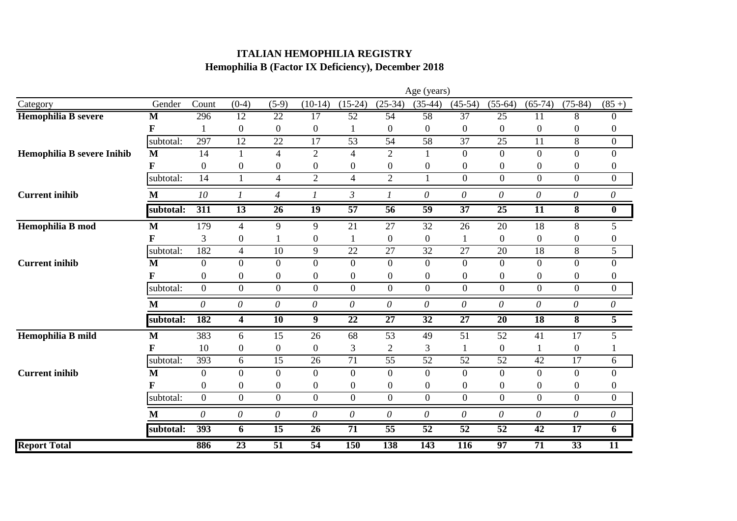# ITALIAN HEMOPHILIA REGISTRY

## Hemophilia B (Factor IX Deficiency), December 2018

| | | | Age (years) | | | | | | | | | | |
|---|---|---|---|---|---|---|---|---|---|---|---|---|---|
| Category | Gender | Count | (0-4) | (5-9) | (10-14) | (15-24) | (25-34) | (35-44) | (45-54) | (55-64) | (65-74) | (75-84) | (85 +) |
| **Hemophilia B severe** | **M** | 296 | 12 | 22 | 17 | 52 | 54 | 58 | 37 | 25 | 11 | 8 | 0 |
| | **F** | 1 | 0 | 0 | 0 | 1 | 0 | 0 | 0 | 0 | 0 | 0 | 0 |
| | subtotal: | 297 | 12 | 22 | 17 | 53 | 54 | 58 | 37 | 25 | 11 | 8 | 0 |
| **Hemophilia B severe Inihib** | **M** | 14 | 1 | 4 | 2 | 4 | 2 | 1 | 0 | 0 | 0 | 0 | 0 |
| | **F** | 0 | 0 | 0 | 0 | 0 | 0 | 0 | 0 | 0 | 0 | 0 | 0 |
| | subtotal: | 14 | 1 | 4 | 2 | 4 | 2 | 1 | 0 | 0 | 0 | 0 | 0 |
| **Current inihib** | **M** | *10* | *1* | *4* | *1* | *3* | *1* | *0* | *0* | *0* | *0* | *0* | *0* |
| | **subtotal:** | **311** | **13** | **26** | **19** | **57** | **56** | **59** | **37** | **25** | **11** | **8** | **0** |
| **Hemophilia B mod** | **M** | 179 | 4 | 9 | 9 | 21 | 27 | 32 | 26 | 20 | 18 | 8 | 5 |
| | **F** | 3 | 0 | 1 | 0 | 1 | 0 | 0 | 1 | 0 | 0 | 0 | 0 |
| | subtotal: | 182 | 4 | 10 | 9 | 22 | 27 | 32 | 27 | 20 | 18 | 8 | 5 |
| **Current inihib** | **M** | 0 | 0 | 0 | 0 | 0 | 0 | 0 | 0 | 0 | 0 | 0 | 0 |
| | **F** | 0 | 0 | 0 | 0 | 0 | 0 | 0 | 0 | 0 | 0 | 0 | 0 |
| | subtotal: | 0 | 0 | 0 | 0 | 0 | 0 | 0 | 0 | 0 | 0 | 0 | 0 |
| | **M** | *0* | *0* | *0* | *0* | *0* | *0* | *0* | *0* | *0* | *0* | *0* | *0* |
| | **subtotal:** | **182** | **4** | **10** | **9** | **22** | **27** | **32** | **27** | **20** | **18** | **8** | **5** |
| **Hemophilia B mild** | **M** | 383 | 6 | 15 | 26 | 68 | 53 | 49 | 51 | 52 | 41 | 17 | 5 |
| | **F** | 10 | 0 | 0 | 0 | 3 | 2 | 3 | 1 | 0 | 1 | 0 | 1 |
| | subtotal: | 393 | 6 | 15 | 26 | 71 | 55 | 52 | 52 | 52 | 42 | 17 | 6 |
| **Current inihib** | **M** | 0 | 0 | 0 | 0 | 0 | 0 | 0 | 0 | 0 | 0 | 0 | 0 |
| | **F** | 0 | 0 | 0 | 0 | 0 | 0 | 0 | 0 | 0 | 0 | 0 | 0 |
| | subtotal: | 0 | 0 | 0 | 0 | 0 | 0 | 0 | 0 | 0 | 0 | 0 | 0 |
| | **M** | *0* | *0* | *0* | *0* | *0* | *0* | *0* | *0* | *0* | *0* | *0* | *0* |
| | **subtotal:** | **393** | **6** | **15** | **26** | **71** | **55** | **52** | **52** | **52** | **42** | **17** | **6** |
| **Report Total** | | **886** | **23** | **51** | **54** | **150** | **138** | **143** | **116** | **97** | **71** | **33** | **11** |